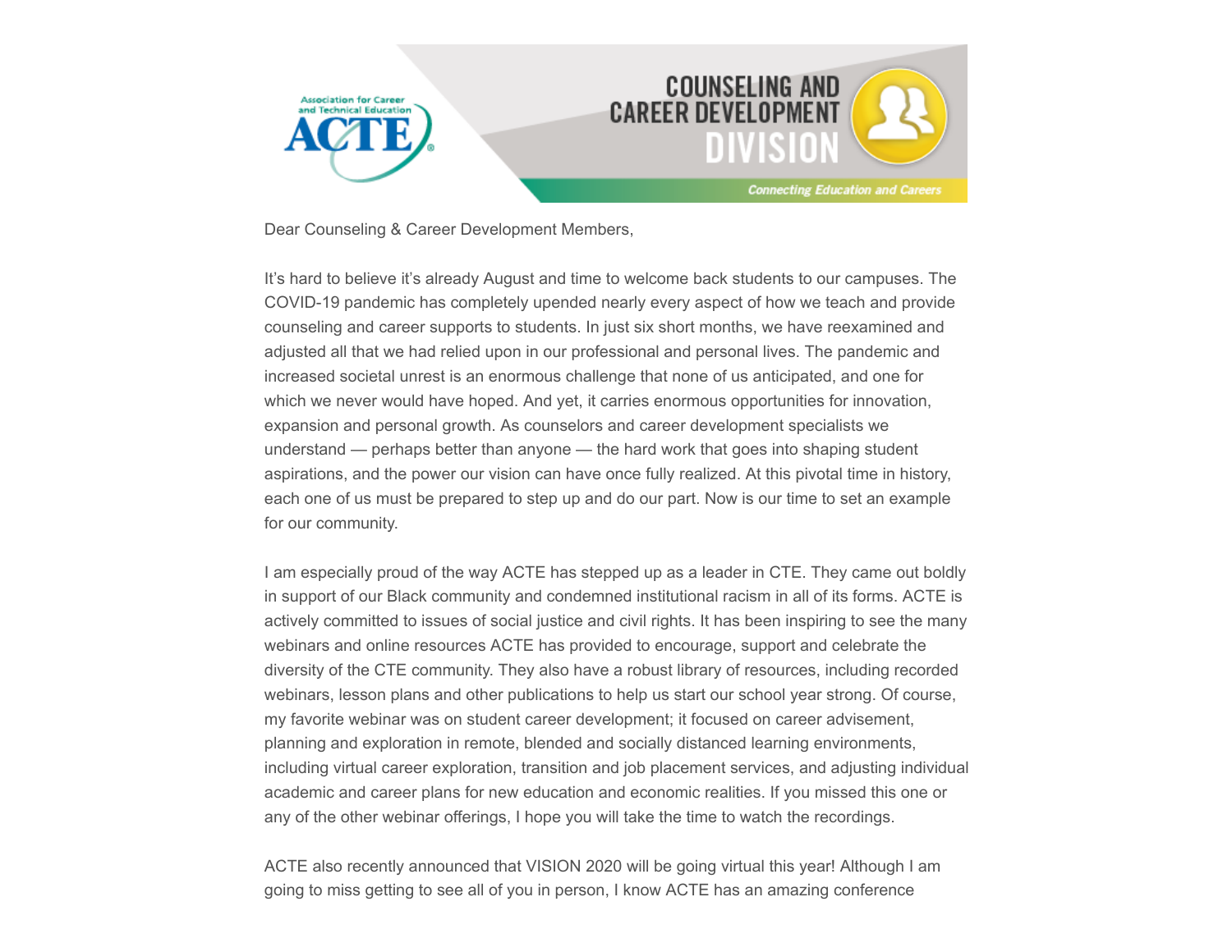# Counseling and Career Development Division

*Connecting Education and Careers*

Dear Counseling & Career Development Members,

It's hard to believe it's already August and time to welcome back students to our campuses. The COVID-19 pandemic has completely upended nearly every aspect of how we teach and provide counseling and career supports to students. In just six short months, we have reexamined and adjusted all that we had relied upon in our professional and personal lives. The pandemic and increased societal unrest is an enormous challenge that none of us anticipated, and one for which we never would have hoped. And yet, it carries enormous opportunities for innovation, expansion and personal growth. As counselors and career development specialists we understand — perhaps better than anyone — the hard work that goes into shaping student aspirations, and the power our vision can have once fully realized. At this pivotal time in history, each one of us must be prepared to step up and do our part. Now is our time to set an example for our community.

I am especially proud of the way ACTE has stepped up as a leader in CTE. They came out boldly in support of our Black community and condemned institutional racism in all of its forms. ACTE is actively committed to issues of social justice and civil rights. It has been inspiring to see the many webinars and online resources ACTE has provided to encourage, support and celebrate the diversity of the CTE community. They also have a robust library of resources, including recorded webinars, lesson plans and other publications to help us start our school year strong. Of course, my favorite webinar was on student career development; it focused on career advisement, planning and exploration in remote, blended and socially distanced learning environments, including virtual career exploration, transition and job placement services, and adjusting individual academic and career plans for new education and economic realities. If you missed this one or any of the other webinar offerings, I hope you will take the time to watch the recordings.

ACTE also recently announced that VISION 2020 will be going virtual this year! Although I am going to miss getting to see all of you in person, I know ACTE has an amazing conference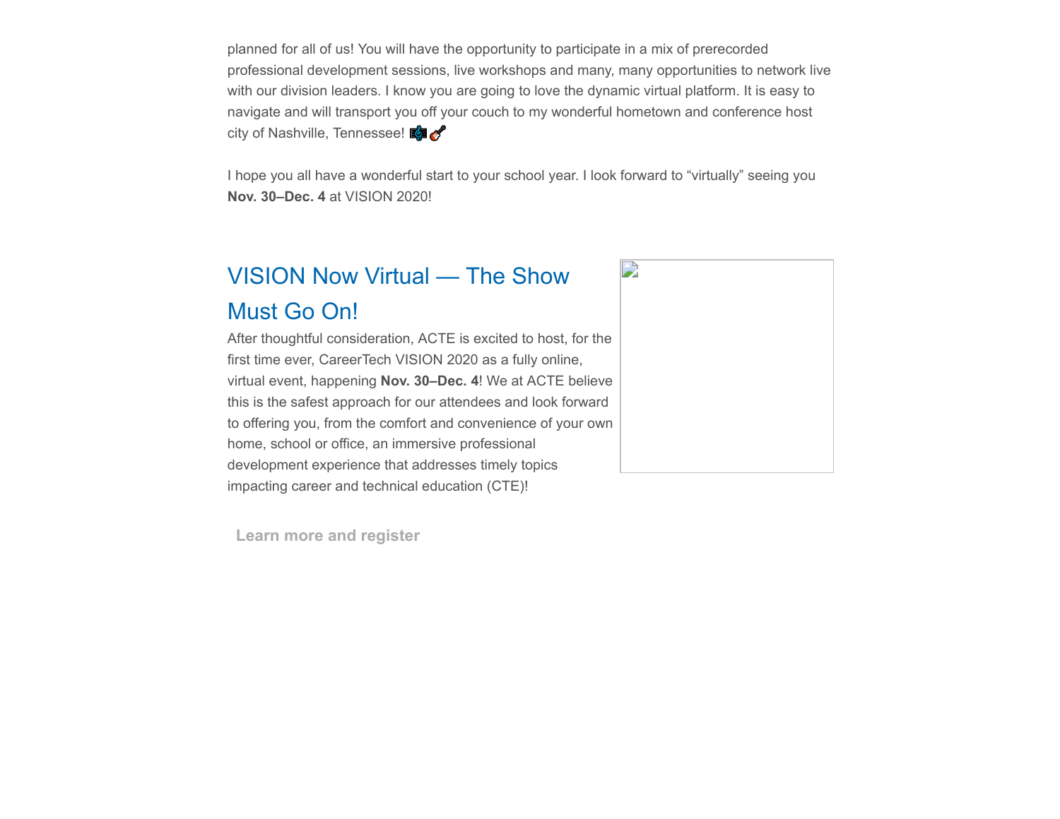planned for all of us! You will have the opportunity to participate in a mix of prerecorded professional development sessions, live workshops and many, many opportunities to network live with our division leaders. I know you are going to love the dynamic virtual platform. It is easy to navigate and will transport you off your couch to my wonderful hometown and conference host city of Nashville, Tennessee! 🎼🎸

I hope you all have a wonderful start to your school year. I look forward to “virtually” seeing you **Nov. 30–Dec. 4** at VISION 2020!

## VISION Now Virtual — The Show Must Go On!

After thoughtful consideration, ACTE is excited to host, for the first time ever, CareerTech VISION 2020 as a fully online, virtual event, happening **Nov. 30–Dec. 4**! We at ACTE believe this is the safest approach for our attendees and look forward to offering you, from the comfort and convenience of your own home, school or office, an immersive professional development experience that addresses timely topics impacting career and technical education (CTE)!

**Learn more and register**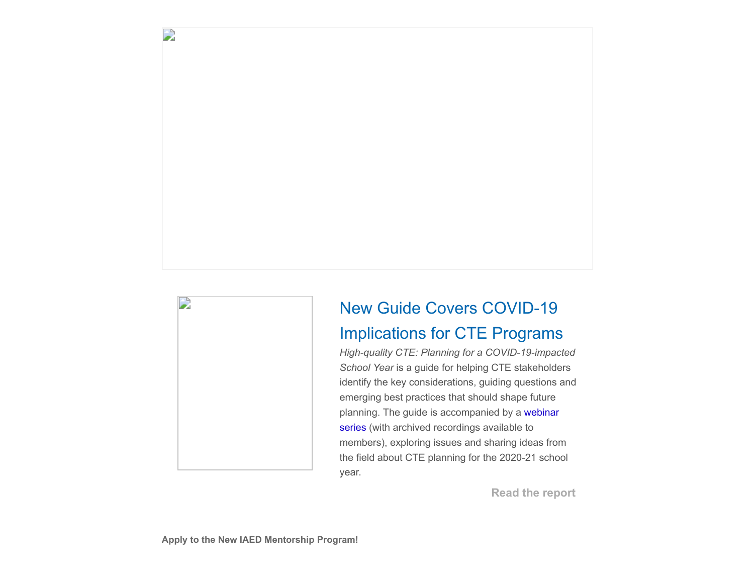## New Guide Covers COVID-19 Implications for CTE Programs

*High-quality CTE: Planning for a COVID-19-impacted School Year* is a guide for helping CTE stakeholders identify the key considerations, guiding questions and emerging best practices that should shape future planning. The guide is accompanied by a webinar series (with archived recordings available to members), exploring issues and sharing ideas from the field about CTE planning for the 2020-21 school year.

**Read the report**

**Apply to the New IAED Mentorship Program!**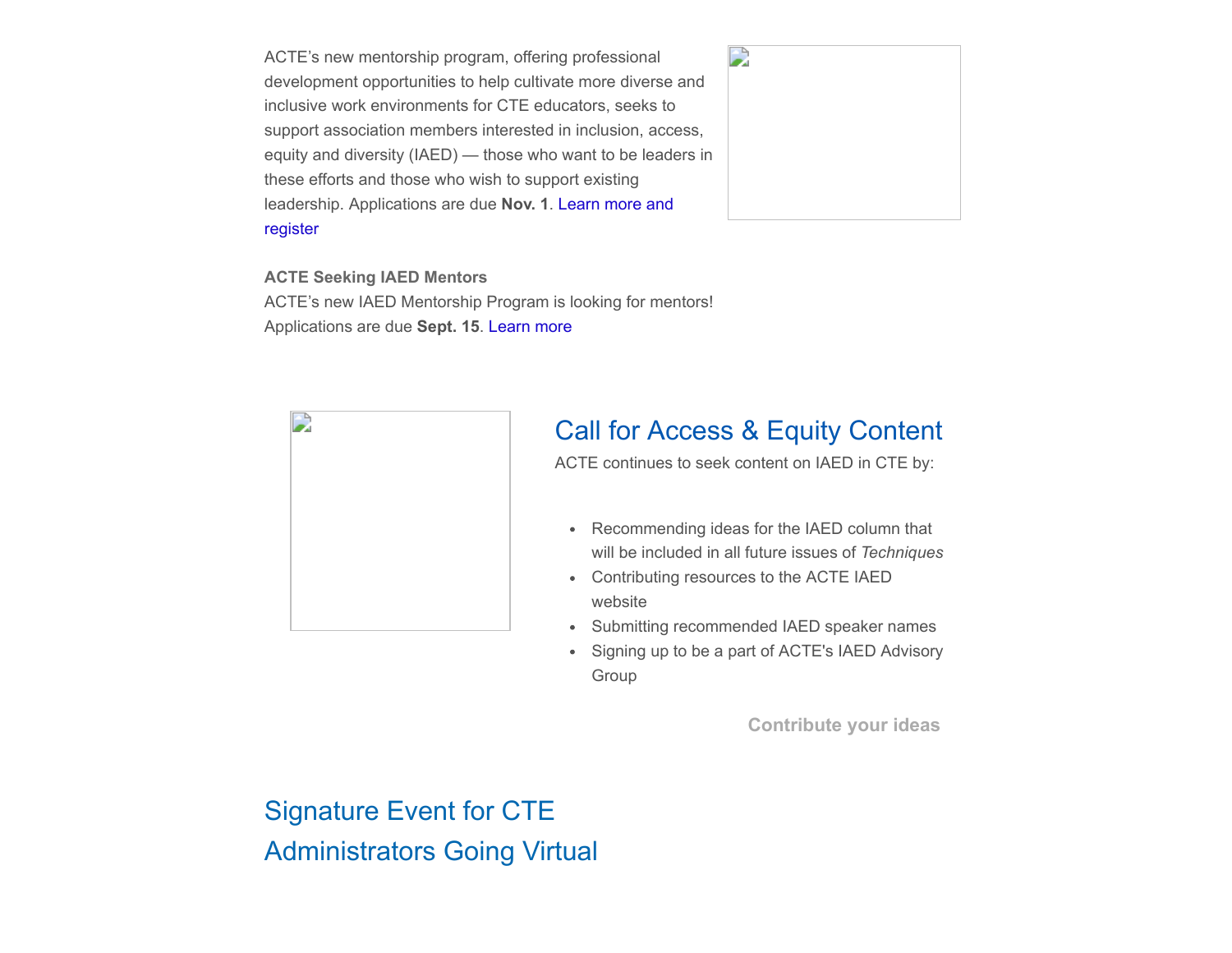ACTE's new mentorship program, offering professional development opportunities to help cultivate more diverse and inclusive work environments for CTE educators, seeks to support association members interested in inclusion, access, equity and diversity (IAED) — those who want to be leaders in these efforts and those who wish to support existing leadership. Applications are due **Nov. 1**. Learn more and register

**ACTE Seeking IAED Mentors**
ACTE's new IAED Mentorship Program is looking for mentors! Applications are due **Sept. 15**. Learn more

## Call for Access & Equity Content

ACTE continues to seek content on IAED in CTE by:

- Recommending ideas for the IAED column that will be included in all future issues of *Techniques*
- Contributing resources to the ACTE IAED website
- Submitting recommended IAED speaker names
- Signing up to be a part of ACTE's IAED Advisory Group

**Contribute your ideas**

## Signature Event for CTE Administrators Going Virtual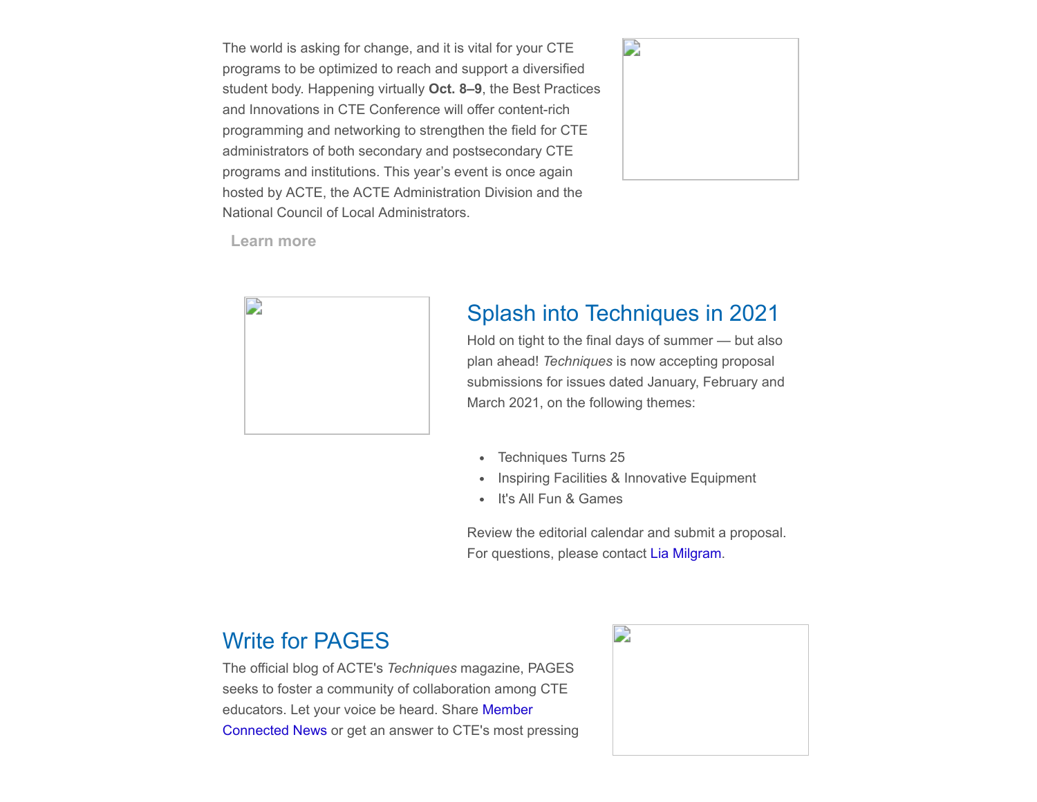The world is asking for change, and it is vital for your CTE programs to be optimized to reach and support a diversified student body. Happening virtually **Oct. 8–9**, the Best Practices and Innovations in CTE Conference will offer content-rich programming and networking to strengthen the field for CTE administrators of both secondary and postsecondary CTE programs and institutions. This year's event is once again hosted by ACTE, the ACTE Administration Division and the National Council of Local Administrators.

**Learn more**

## Splash into Techniques in 2021

Hold on tight to the final days of summer — but also plan ahead! *Techniques* is now accepting proposal submissions for issues dated January, February and March 2021, on the following themes:

- Techniques Turns 25
- Inspiring Facilities & Innovative Equipment
- It's All Fun & Games

Review the editorial calendar and submit a proposal. For questions, please contact Lia Milgram.

## Write for PAGES

The official blog of ACTE's *Techniques* magazine, PAGES seeks to foster a community of collaboration among CTE educators. Let your voice be heard. Share Member Connected News or get an answer to CTE's most pressing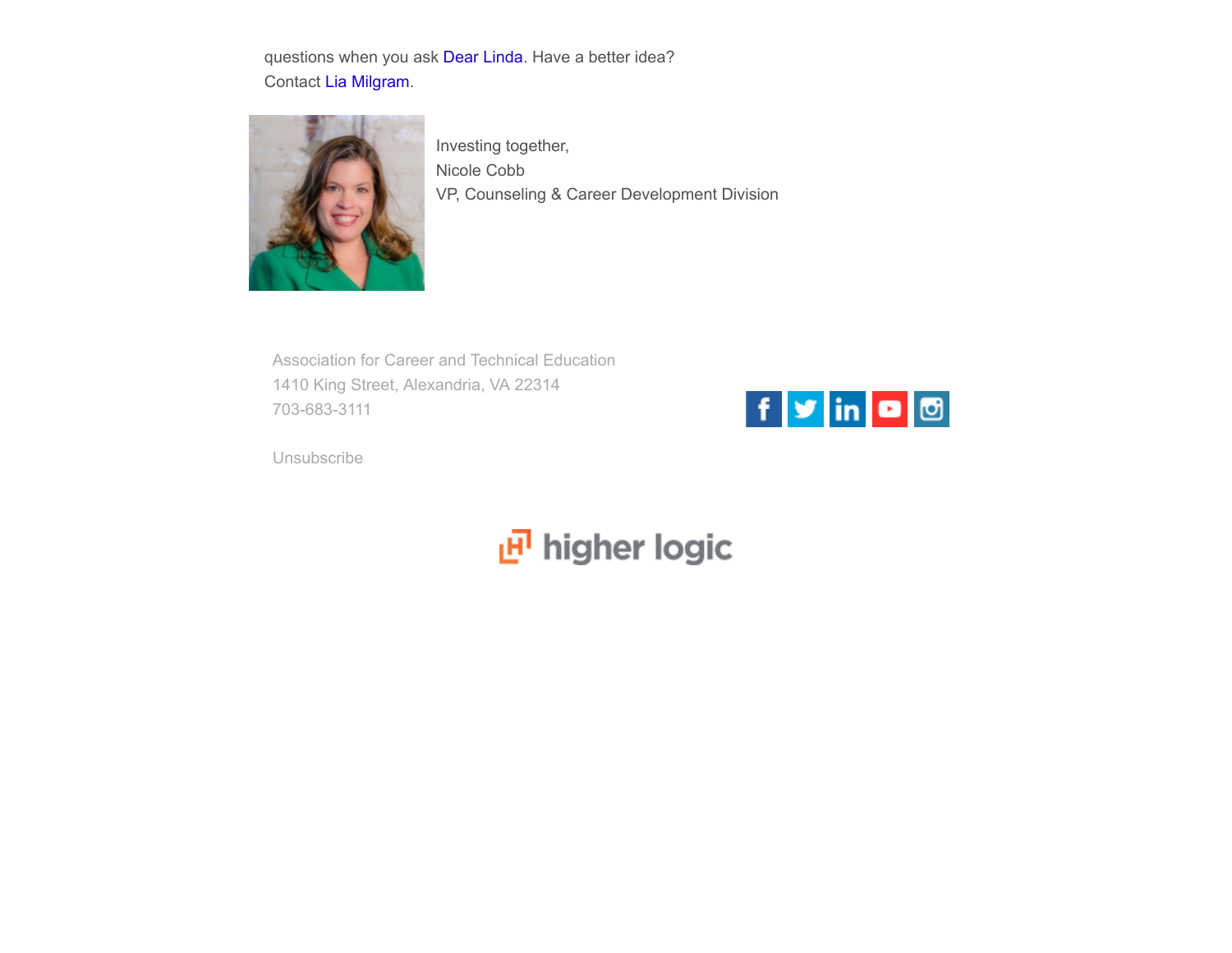questions when you ask Dear Linda. Have a better idea?
Contact Lia Milgram.

Investing together,
Nicole Cobb
VP, Counseling & Career Development Division

Association for Career and Technical Education
1410 King Street, Alexandria, VA 22314
703-683-3111

Unsubscribe